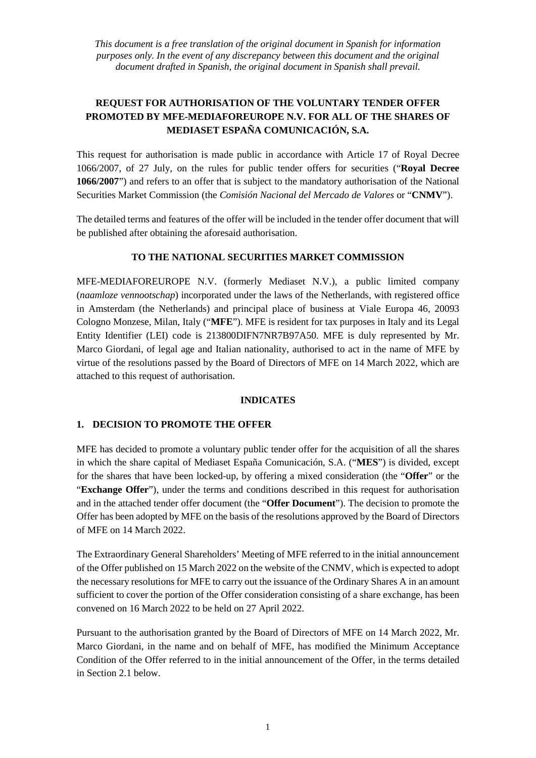*This document is a free translation of the original document in Spanish for information purposes only. In the event of any discrepancy between this document and the original document drafted in Spanish, the original document in Spanish shall prevail.*

# REQUEST FOR AUTHORISATION OF THE VOLUNTARY TENDER OFFER PROMOTED BY MFE-MEDIAFOREUROPE N.V. FOR ALL OF THE SHARES OF MEDIASET ESPAÑA COMUNICACIÓN, S.A.

This request for authorisation is made public in accordance with Article 17 of Royal Decree 1066/2007, of 27 July, on the rules for public tender offers for securities ("**Royal Decree 1066/2007**") and refers to an offer that is subject to the mandatory authorisation of the National Securities Market Commission (the *Comisión Nacional del Mercado de Valores* or "**CNMV**").

The detailed terms and features of the offer will be included in the tender offer document that will be published after obtaining the aforesaid authorisation.

## TO THE NATIONAL SECURITIES MARKET COMMISSION

MFE-MEDIAFOREUROPE N.V. (formerly Mediaset N.V.), a public limited company (*naamloze vennootschap*) incorporated under the laws of the Netherlands, with registered office in Amsterdam (the Netherlands) and principal place of business at Viale Europa 46, 20093 Cologno Monzese, Milan, Italy ("**MFE**"). MFE is resident for tax purposes in Italy and its Legal Entity Identifier (LEI) code is 213800DIFN7NR7B97A50. MFE is duly represented by Mr. Marco Giordani, of legal age and Italian nationality, authorised to act in the name of MFE by virtue of the resolutions passed by the Board of Directors of MFE on 14 March 2022, which are attached to this request of authorisation.

## INDICATES

## 1. DECISION TO PROMOTE THE OFFER

MFE has decided to promote a voluntary public tender offer for the acquisition of all the shares in which the share capital of Mediaset España Comunicación, S.A. ("**MES**") is divided, except for the shares that have been locked-up, by offering a mixed consideration (the "**Offer**" or the "**Exchange Offer**"), under the terms and conditions described in this request for authorisation and in the attached tender offer document (the "**Offer Document**"). The decision to promote the Offer has been adopted by MFE on the basis of the resolutions approved by the Board of Directors of MFE on 14 March 2022.

The Extraordinary General Shareholders' Meeting of MFE referred to in the initial announcement of the Offer published on 15 March 2022 on the website of the CNMV, which is expected to adopt the necessary resolutions for MFE to carry out the issuance of the Ordinary Shares A in an amount sufficient to cover the portion of the Offer consideration consisting of a share exchange, has been convened on 16 March 2022 to be held on 27 April 2022.

Pursuant to the authorisation granted by the Board of Directors of MFE on 14 March 2022, Mr. Marco Giordani, in the name and on behalf of MFE, has modified the Minimum Acceptance Condition of the Offer referred to in the initial announcement of the Offer, in the terms detailed in Section 2.1 below.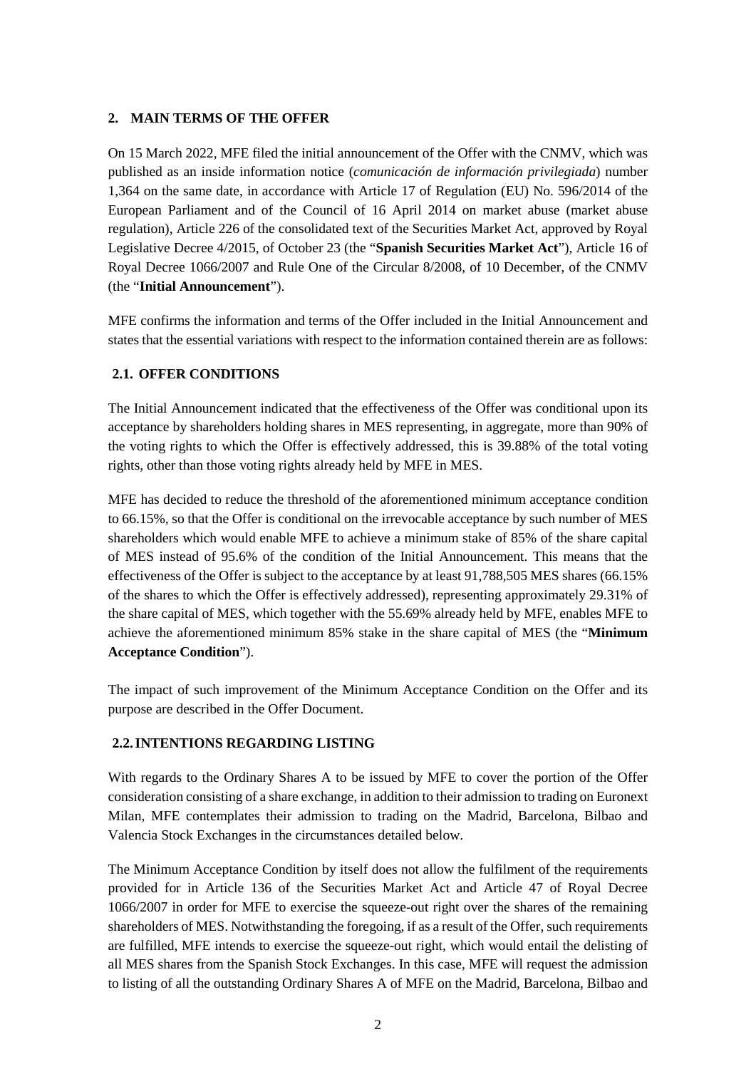## 2. MAIN TERMS OF THE OFFER

On 15 March 2022, MFE filed the initial announcement of the Offer with the CNMV, which was published as an inside information notice (*comunicación de información privilegiada*) number 1,364 on the same date, in accordance with Article 17 of Regulation (EU) No. 596/2014 of the European Parliament and of the Council of 16 April 2014 on market abuse (market abuse regulation), Article 226 of the consolidated text of the Securities Market Act, approved by Royal Legislative Decree 4/2015, of October 23 (the "**Spanish Securities Market Act**"), Article 16 of Royal Decree 1066/2007 and Rule One of the Circular 8/2008, of 10 December, of the CNMV (the "**Initial Announcement**").

MFE confirms the information and terms of the Offer included in the Initial Announcement and states that the essential variations with respect to the information contained therein are as follows:

### 2.1. OFFER CONDITIONS

The Initial Announcement indicated that the effectiveness of the Offer was conditional upon its acceptance by shareholders holding shares in MES representing, in aggregate, more than 90% of the voting rights to which the Offer is effectively addressed, this is 39.88% of the total voting rights, other than those voting rights already held by MFE in MES.

MFE has decided to reduce the threshold of the aforementioned minimum acceptance condition to 66.15%, so that the Offer is conditional on the irrevocable acceptance by such number of MES shareholders which would enable MFE to achieve a minimum stake of 85% of the share capital of MES instead of 95.6% of the condition of the Initial Announcement. This means that the effectiveness of the Offer is subject to the acceptance by at least 91,788,505 MES shares (66.15% of the shares to which the Offer is effectively addressed), representing approximately 29.31% of the share capital of MES, which together with the 55.69% already held by MFE, enables MFE to achieve the aforementioned minimum 85% stake in the share capital of MES (the "**Minimum Acceptance Condition**").

The impact of such improvement of the Minimum Acceptance Condition on the Offer and its purpose are described in the Offer Document.

### 2.2. INTENTIONS REGARDING LISTING

With regards to the Ordinary Shares A to be issued by MFE to cover the portion of the Offer consideration consisting of a share exchange, in addition to their admission to trading on Euronext Milan, MFE contemplates their admission to trading on the Madrid, Barcelona, Bilbao and Valencia Stock Exchanges in the circumstances detailed below.

The Minimum Acceptance Condition by itself does not allow the fulfilment of the requirements provided for in Article 136 of the Securities Market Act and Article 47 of Royal Decree 1066/2007 in order for MFE to exercise the squeeze-out right over the shares of the remaining shareholders of MES. Notwithstanding the foregoing, if as a result of the Offer, such requirements are fulfilled, MFE intends to exercise the squeeze-out right, which would entail the delisting of all MES shares from the Spanish Stock Exchanges. In this case, MFE will request the admission to listing of all the outstanding Ordinary Shares A of MFE on the Madrid, Barcelona, Bilbao and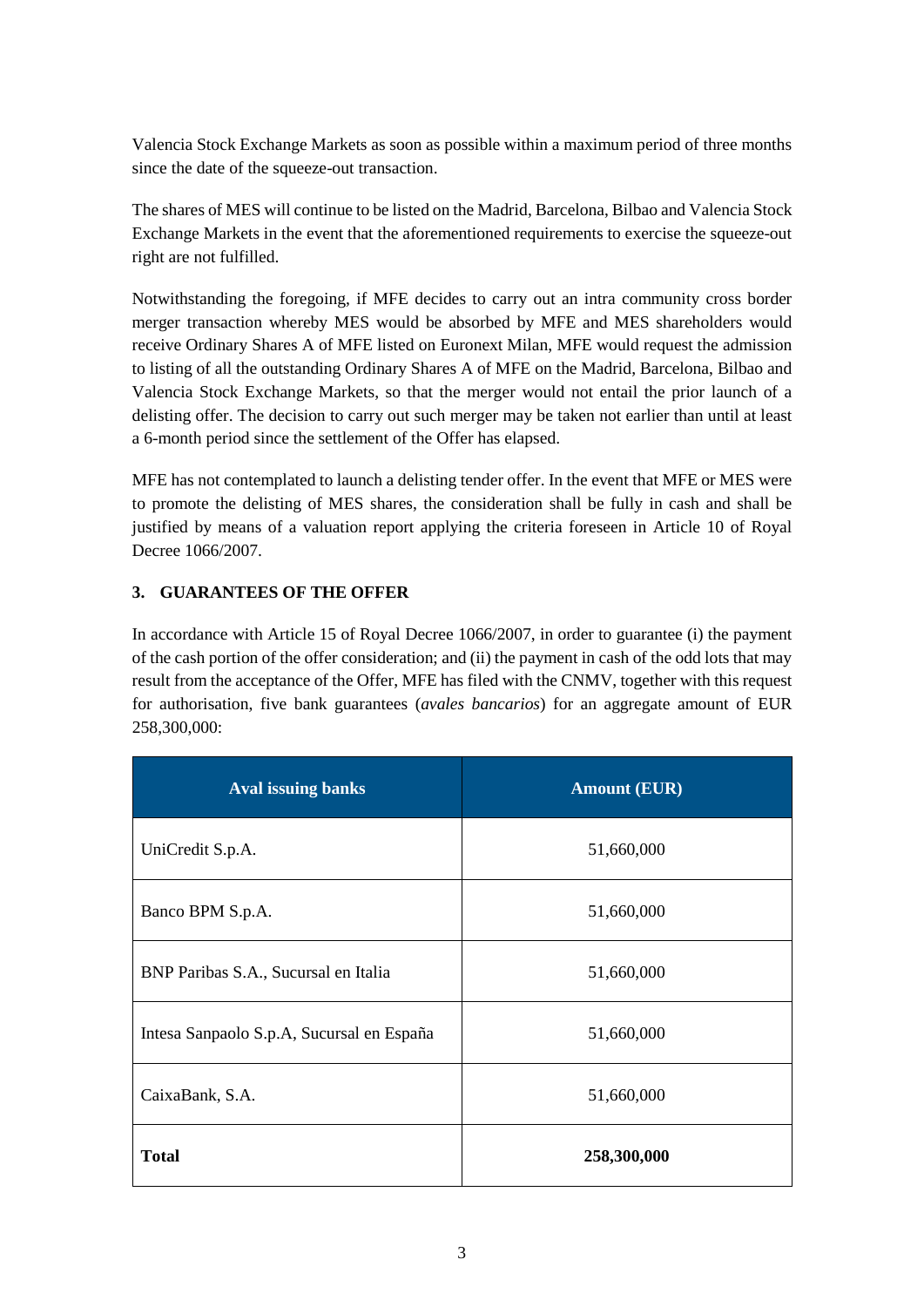Valencia Stock Exchange Markets as soon as possible within a maximum period of three months since the date of the squeeze-out transaction.

The shares of MES will continue to be listed on the Madrid, Barcelona, Bilbao and Valencia Stock Exchange Markets in the event that the aforementioned requirements to exercise the squeeze-out right are not fulfilled.

Notwithstanding the foregoing, if MFE decides to carry out an intra community cross border merger transaction whereby MES would be absorbed by MFE and MES shareholders would receive Ordinary Shares A of MFE listed on Euronext Milan, MFE would request the admission to listing of all the outstanding Ordinary Shares A of MFE on the Madrid, Barcelona, Bilbao and Valencia Stock Exchange Markets, so that the merger would not entail the prior launch of a delisting offer. The decision to carry out such merger may be taken not earlier than until at least a 6-month period since the settlement of the Offer has elapsed.

MFE has not contemplated to launch a delisting tender offer. In the event that MFE or MES were to promote the delisting of MES shares, the consideration shall be fully in cash and shall be justified by means of a valuation report applying the criteria foreseen in Article 10 of Royal Decree 1066/2007.

## 3. GUARANTEES OF THE OFFER

In accordance with Article 15 of Royal Decree 1066/2007, in order to guarantee (i) the payment of the cash portion of the offer consideration; and (ii) the payment in cash of the odd lots that may result from the acceptance of the Offer, MFE has filed with the CNMV, together with this request for authorisation, five bank guarantees (*avales bancarios*) for an aggregate amount of EUR 258,300,000:

| Aval issuing banks | Amount (EUR) |
|---|---|
| UniCredit S.p.A. | 51,660,000 |
| Banco BPM S.p.A. | 51,660,000 |
| BNP Paribas S.A., Sucursal en Italia | 51,660,000 |
| Intesa Sanpaolo S.p.A, Sucursal en España | 51,660,000 |
| CaixaBank, S.A. | 51,660,000 |
| **Total** | **258,300,000** |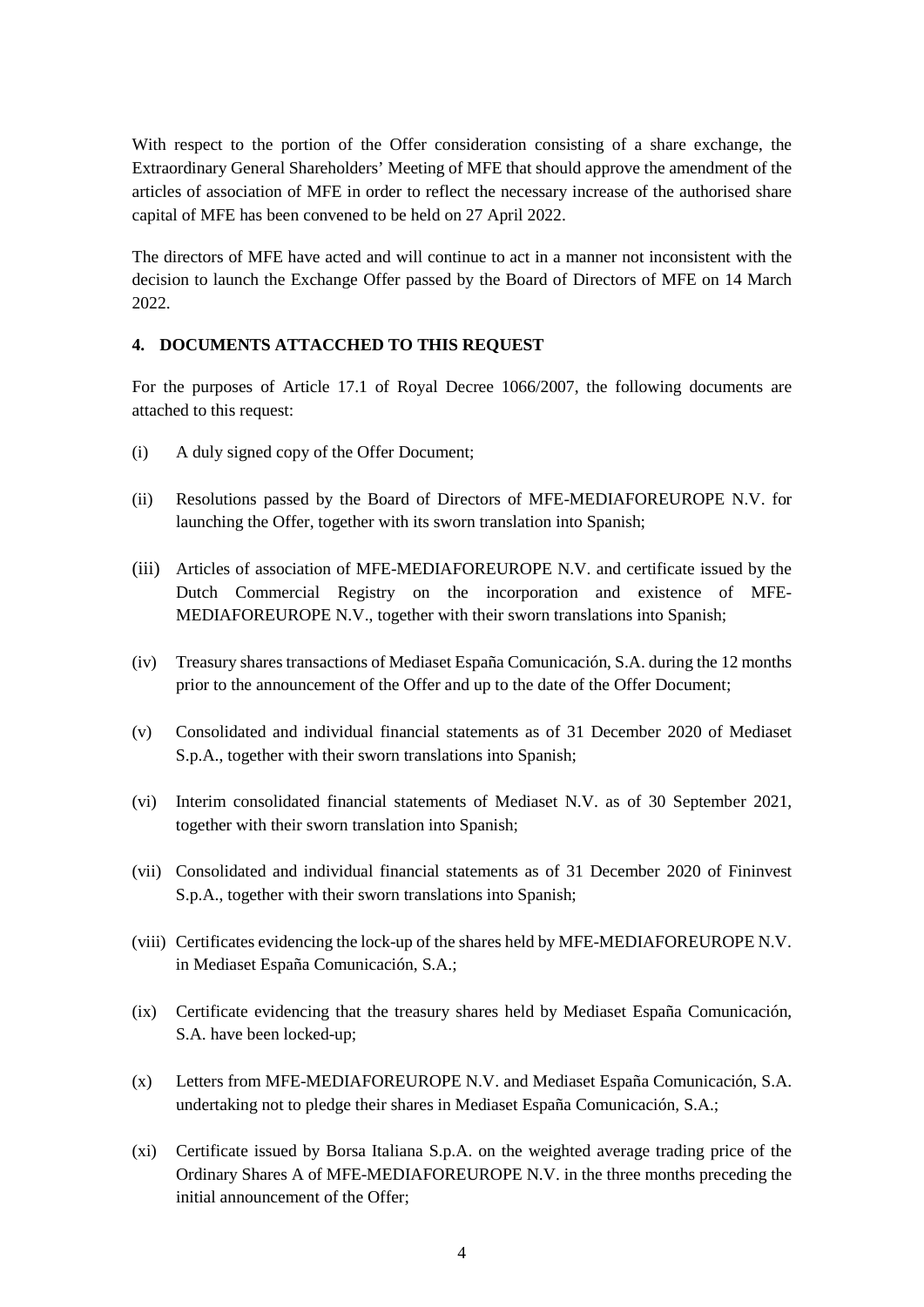With respect to the portion of the Offer consideration consisting of a share exchange, the Extraordinary General Shareholders' Meeting of MFE that should approve the amendment of the articles of association of MFE in order to reflect the necessary increase of the authorised share capital of MFE has been convened to be held on 27 April 2022.

The directors of MFE have acted and will continue to act in a manner not inconsistent with the decision to launch the Exchange Offer passed by the Board of Directors of MFE on 14 March 2022.

### 4. DOCUMENTS ATTACCHED TO THIS REQUEST

For the purposes of Article 17.1 of Royal Decree 1066/2007, the following documents are attached to this request:

(i) A duly signed copy of the Offer Document;

(ii) Resolutions passed by the Board of Directors of MFE-MEDIAFOREUROPE N.V. for launching the Offer, together with its sworn translation into Spanish;

(iii) Articles of association of MFE-MEDIAFOREUROPE N.V. and certificate issued by the Dutch Commercial Registry on the incorporation and existence of MFE-MEDIAFOREUROPE N.V., together with their sworn translations into Spanish;

(iv) Treasury shares transactions of Mediaset España Comunicación, S.A. during the 12 months prior to the announcement of the Offer and up to the date of the Offer Document;

(v) Consolidated and individual financial statements as of 31 December 2020 of Mediaset S.p.A., together with their sworn translations into Spanish;

(vi) Interim consolidated financial statements of Mediaset N.V. as of 30 September 2021, together with their sworn translation into Spanish;

(vii) Consolidated and individual financial statements as of 31 December 2020 of Fininvest S.p.A., together with their sworn translations into Spanish;

(viii) Certificates evidencing the lock-up of the shares held by MFE-MEDIAFOREUROPE N.V. in Mediaset España Comunicación, S.A.;

(ix) Certificate evidencing that the treasury shares held by Mediaset España Comunicación, S.A. have been locked-up;

(x) Letters from MFE-MEDIAFOREUROPE N.V. and Mediaset España Comunicación, S.A. undertaking not to pledge their shares in Mediaset España Comunicación, S.A.;

(xi) Certificate issued by Borsa Italiana S.p.A. on the weighted average trading price of the Ordinary Shares A of MFE-MEDIAFOREUROPE N.V. in the three months preceding the initial announcement of the Offer;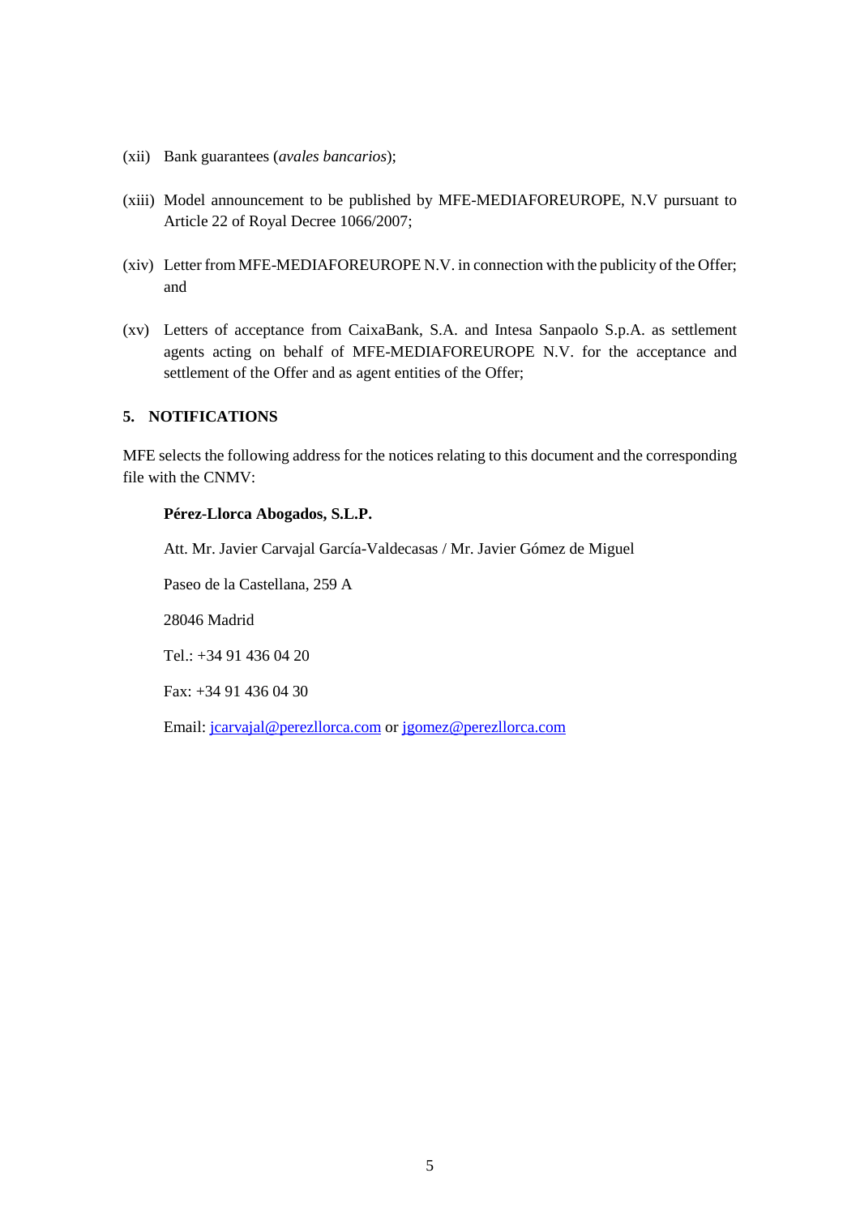(xii) Bank guarantees (*avales bancarios*);

(xiii) Model announcement to be published by MFE-MEDIAFOREUROPE, N.V pursuant to Article 22 of Royal Decree 1066/2007;

(xiv) Letter from MFE-MEDIAFOREUROPE N.V. in connection with the publicity of the Offer; and

(xv) Letters of acceptance from CaixaBank, S.A. and Intesa Sanpaolo S.p.A. as settlement agents acting on behalf of MFE-MEDIAFOREUROPE N.V. for the acceptance and settlement of the Offer and as agent entities of the Offer;

## 5. NOTIFICATIONS

MFE selects the following address for the notices relating to this document and the corresponding file with the CNMV:

**Pérez-Llorca Abogados, S.L.P.**

Att. Mr. Javier Carvajal García-Valdecasas / Mr. Javier Gómez de Miguel

Paseo de la Castellana, 259 A

28046 Madrid

Tel.: +34 91 436 04 20

Fax: +34 91 436 04 30

Email: jcarvajal@perezllorca.com or jgomez@perezllorca.com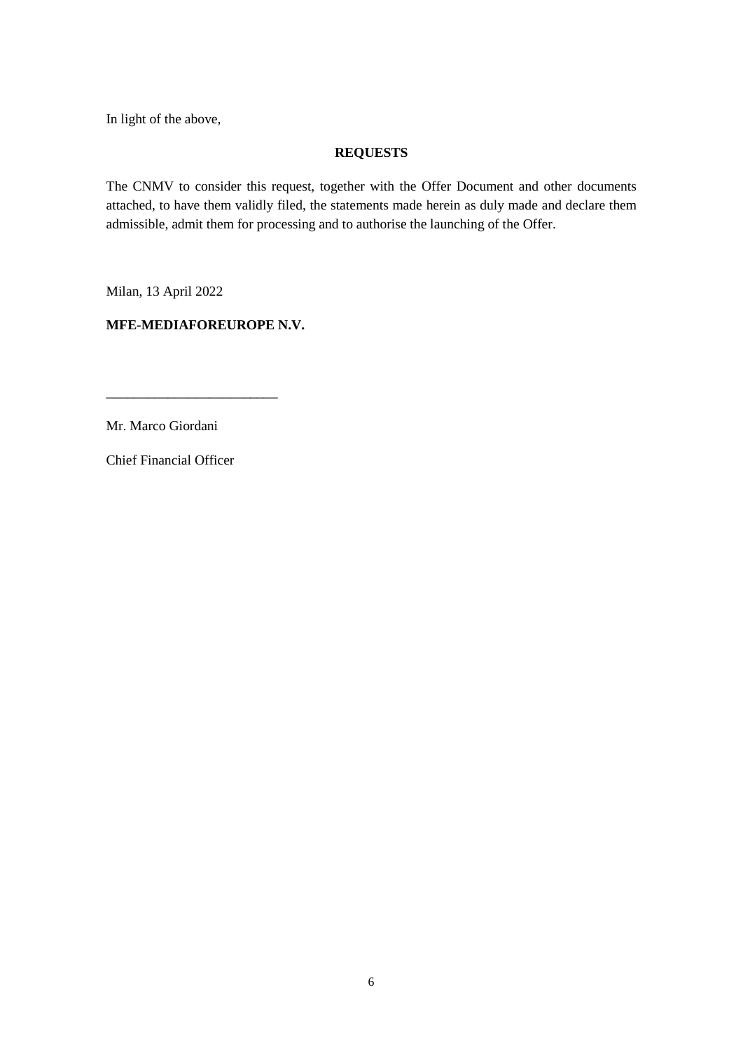In light of the above,

**REQUESTS**

The CNMV to consider this request, together with the Offer Document and other documents attached, to have them validly filed, the statements made herein as duly made and declare them admissible, admit them for processing and to authorise the launching of the Offer.

Milan, 13 April 2022

**MFE-MEDIAFOREUROPE N.V.**

\_\_\_\_\_\_\_\_\_\_\_\_\_\_\_\_\_\_\_\_\_\_\_\_\_

Mr. Marco Giordani

Chief Financial Officer